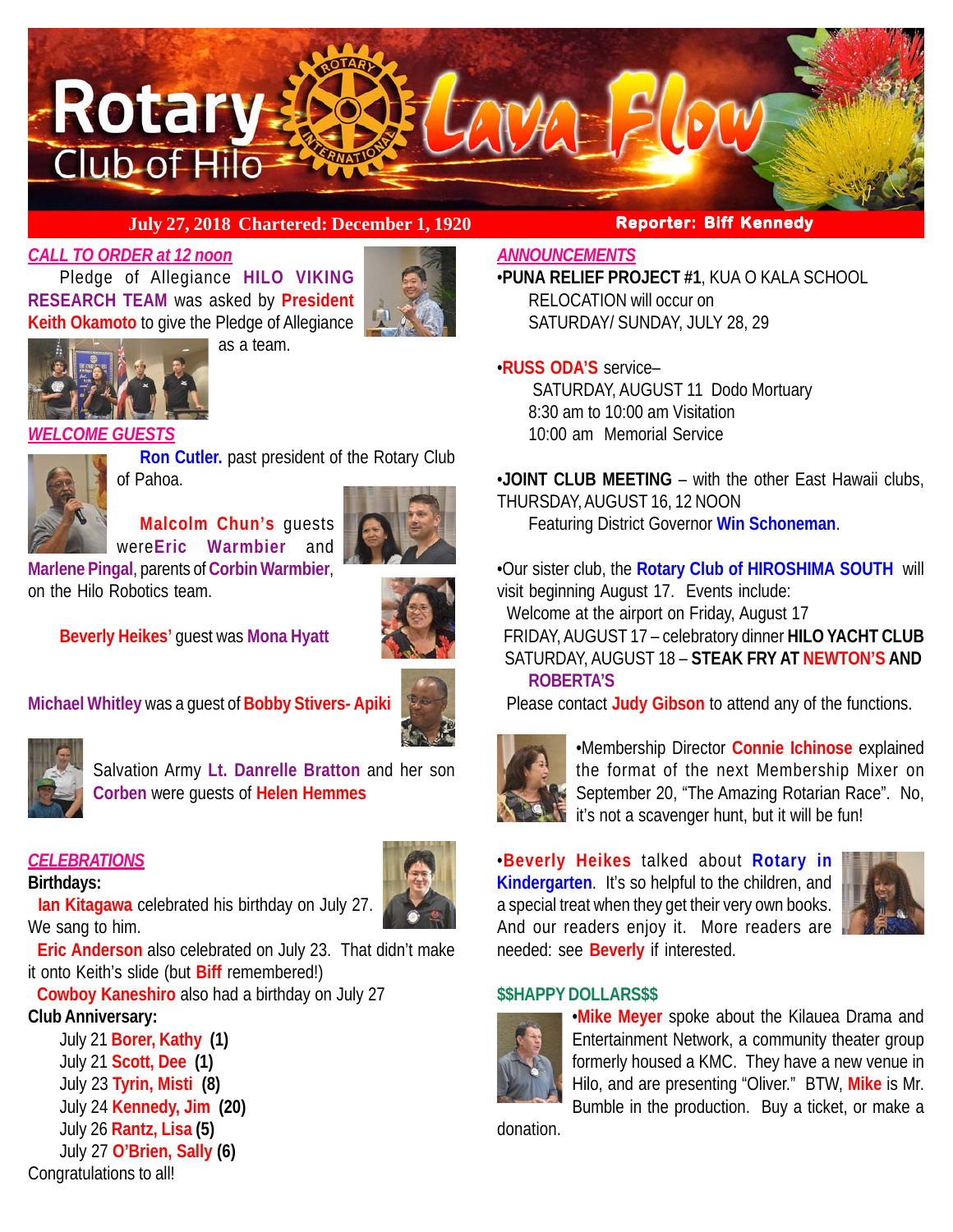# Rotary Club of Hilo Lava Flow

**July 27, 2018 Chartered: December 1, 1920** **Reporter: Biff Kennedy**

## *CALL TO ORDER at 12 noon*

Pledge of Allegiance **HILO VIKING RESEARCH TEAM** was asked by **President Keith Okamoto** to give the Pledge of Allegiance as a team.

## *WELCOME GUESTS*

**Ron Cutler.** past president of the Rotary Club of Pahoa.

**Malcolm Chun's** guests were **Eric Warmbier** and **Marlene Pingal**, parents of **Corbin Warmbier**, on the Hilo Robotics team.

**Beverly Heikes'** guest was **Mona Hyatt**

**Michael Whitley** was a guest of **Bobby Stivers- Apiki**

Salvation Army **Lt. Danrelle Bratton** and her son **Corben** were guests of **Helen Hemmes**

## *CELEBRATIONS*

**Birthdays:**

**Ian Kitagawa** celebrated his birthday on July 27. We sang to him.

**Eric Anderson** also celebrated on July 23. That didn't make it onto Keith's slide (but **Biff** remembered!)

**Cowboy Kaneshiro** also had a birthday on July 27

**Club Anniversary:**

July 21 **Borer, Kathy (1)**
July 21 **Scott, Dee (1)**
July 23 **Tyrin, Misti (8)**
July 24 **Kennedy, Jim (20)**
July 26 **Rantz, Lisa (5)**
July 27 **O'Brien, Sally (6)**

Congratulations to all!

## *ANNOUNCEMENTS*

•**PUNA RELIEF PROJECT #1**, KUA O KALA SCHOOL RELOCATION will occur on SATURDAY/ SUNDAY, JULY 28, 29

•**RUSS ODA'S** service–
SATURDAY, AUGUST 11 Dodo Mortuary
8:30 am to 10:00 am Visitation
10:00 am Memorial Service

•**JOINT CLUB MEETING** – with the other East Hawaii clubs, THURSDAY, AUGUST 16, 12 NOON
Featuring District Governor **Win Schoneman**.

•Our sister club, the **Rotary Club of HIROSHIMA SOUTH** will visit beginning August 17. Events include:
Welcome at the airport on Friday, August 17
FRIDAY, AUGUST 17 – celebratory dinner **HILO YACHT CLUB**
SATURDAY, AUGUST 18 – **STEAK FRY AT NEWTON'S AND ROBERTA'S**
Please contact **Judy Gibson** to attend any of the functions.

•Membership Director **Connie Ichinose** explained the format of the next Membership Mixer on September 20, "The Amazing Rotarian Race". No, it's not a scavenger hunt, but it will be fun!

•**Beverly Heikes** talked about **Rotary in Kindergarten**. It's so helpful to the children, and a special treat when they get their very own books. And our readers enjoy it. More readers are needed: see **Beverly** if interested.

## $$HAPPY DOLLARS$$

•**Mike Meyer** spoke about the Kilauea Drama and Entertainment Network, a community theater group formerly housed a KMC. They have a new venue in Hilo, and are presenting "Oliver." BTW, **Mike** is Mr. Bumble in the production. Buy a ticket, or make a donation.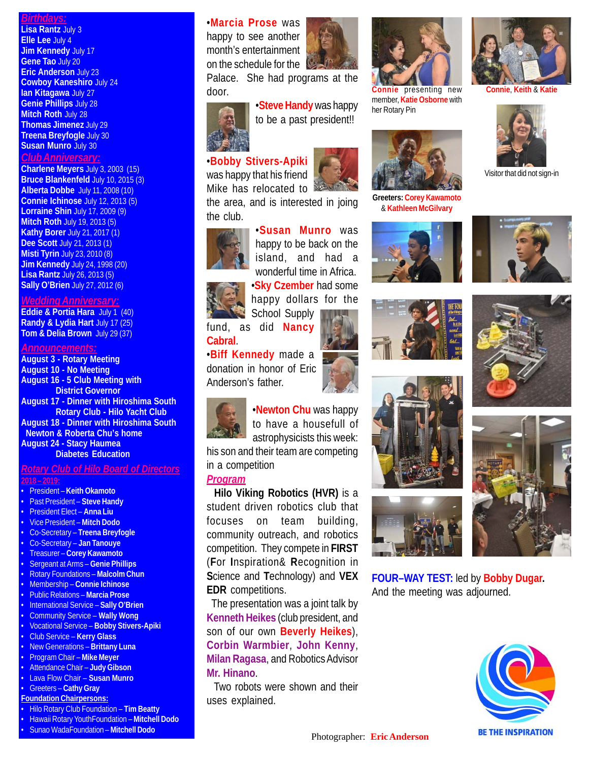## Birthdays:

**Lisa Rantz** July 3
**Elle Lee** July 4
**Jim Kennedy** July 17
**Gene Tao** July 20
**Eric Anderson** July 23
**Cowboy Kaneshiro** July 24
**Ian Kitagawa** July 27
**Genie Phillips** July 28
**Mitch Roth** July 28
**Thomas Jimenez** July 29
**Treena Breyfogle** July 30
**Susan Munro** July 30

## Club Anniversary:

**Charlene Meyers** July 3, 2003 (15)
**Bruce Blankenfeld** July 10, 2015 (3)
**Alberta Dobbe** July 11, 2008 (10)
**Connie Ichinose** July 12, 2013 (5)
**Lorraine Shin** July 17, 2009 (9)
**Mitch Roth** July 19, 2013 (5)
**Kathy Borer** July 21, 2017 (1)
**Dee Scott** July 21, 2013 (1)
**Misti Tyrin** July 23, 2010 (8)
**Jim Kennedy** July 24, 1998 (20)
**Lisa Rantz** July 26, 2013 (5)
**Sally O'Brien** July 27, 2012 (6)

## Wedding Anniversary:

**Eddie & Portia Hara** July 1 (40)
**Randy & Lydia Hart** July 17 (25)
**Tom & Delia Brown** July 29 (37)

## Announcements:

**August 3 - Rotary Meeting**
**August 10 - No Meeting**
**August 16 - 5 Club Meeting with District Governor**
**August 17 - Dinner with Hiroshima South Rotary Club - Hilo Yacht Club**
**August 18 - Dinner with Hiroshima South Newton & Roberta Chu's home**
**August 24 - Stacy Haumea Diabetes Education**

## Rotary Club of Hilo Board of Directors

**2018 – 2019:**

- President – **Keith Okamoto**
- Past President – **Steve Handy**
- President Elect – **Anna Liu**
- Vice President – **Mitch Dodo**
- Co-Secretary – **Treena Breyfogle**
- Co-Secretary – **Jan Tanouye**
- Treasurer – **Corey Kawamoto**
- Sergeant at Arms – **Genie Phillips**
- Rotary Foundations – **Malcolm Chun**
- Membership – **Connie Ichinose**
- Public Relations – **Marcia Prose**
- International Service – **Sally O'Brien**
- Community Service – **Wally Wong**
- Vocational Service – **Bobby Stivers-Apiki**
- Club Service – **Kerry Glass**
- New Generations – **Brittany Luna**
- Program Chair – **Mike Meyer**
- Attendance Chair – **Judy Gibson**
- Lava Flow Chair – **Susan Munro**
- Greeters – **Cathy Gray**

**Foundation Chairpersons:**

- Hilo Rotary Club Foundation – **Tim Beatty**
- Hawaii Rotary YouthFoundation – **Mitchell Dodo**
- Sunao WadaFoundation – **Mitchell Dodo**

•**Marcia Prose** was happy to see another month's entertainment on the schedule for the Palace. She had programs at the door.

•**Steve Handy** was happy to be a past president!!

•**Bobby Stivers-Apiki** was happy that his friend Mike has relocated to the area, and is interested in joing the club.

•**Susan Munro** was happy to be back on the island, and had a wonderful time in Africa.

•**Sky Czember** had some happy dollars for the School Supply fund, as did **Nancy Cabral**.

•**Biff Kennedy** made a donation in honor of Eric Anderson's father.

•**Newton Chu** was happy to have a housefull of astrophysicists this week: his son and their team are competing in a competition

## Program

**Hilo Viking Robotics (HVR)** is a student driven robotics club that focuses on team building, community outreach, and robotics competition. They compete in **FIRST** (**F**or **I**nspiration& **R**ecognition in **S**cience and **T**echnology) and **VEX EDR** competitions.

The presentation was a joint talk by **Kenneth Heikes** (club president, and son of our own **Beverly Heikes**), **Corbin Warmbier**, **John Kenny**, **Milan Ragasa**, and Robotics Advisor **Mr. Hinano**.

Two robots were shown and their uses explained.

**Connie** presenting new member, **Katie Osborne** with her Rotary Pin

**Connie**, **Keith** & **Katie**

Visitor that did not sign-in

**Greeters: Corey Kawamoto** & **Kathleen McGilvary**

**FOUR–WAY TEST:** led by **Bobby Dugar.** And the meeting was adjourned.

BE THE INSPIRATION

Photographer: **Eric Anderson**